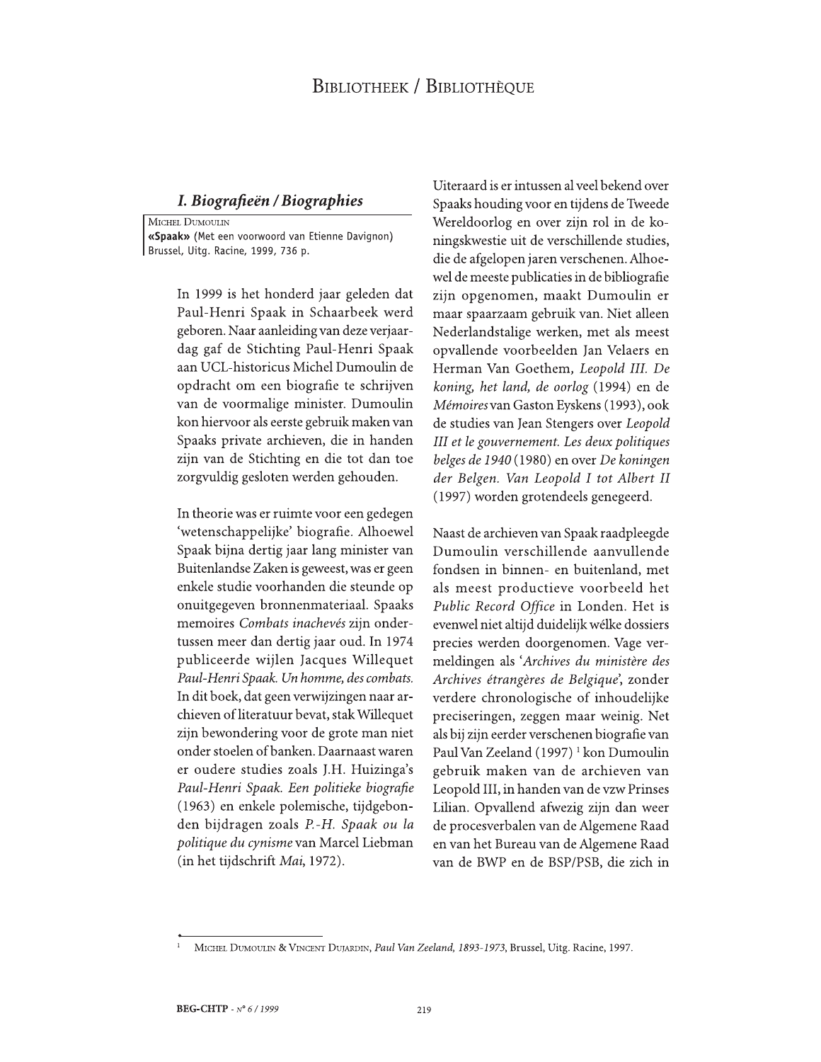# Bibliotheek / Bibliothèque

## *I. Biografieën / Biographies*

Michel Dumoulin
**«Spaak»** (Met een voorwoord van Etienne Davignon)
Brussel, Uitg. Racine, 1999, 736 p.

In 1999 is het honderd jaar geleden dat Paul-Henri Spaak in Schaarbeek werd geboren. Naar aanleiding van deze verjaardag gaf de Stichting Paul-Henri Spaak aan UCL-historicus Michel Dumoulin de opdracht om een biografie te schrijven van de voormalige minister. Dumoulin kon hiervoor als eerste gebruik maken van Spaaks private archieven, die in handen zijn van de Stichting en die tot dan toe zorgvuldig gesloten werden gehouden.

In theorie was er ruimte voor een gedegen 'wetenschappelijke' biografie. Alhoewel Spaak bijna dertig jaar lang minister van Buitenlandse Zaken is geweest, was er geen enkele studie voorhanden die steunde op onuitgegeven bronnenmateriaal. Spaaks memoires *Combats inachevés* zijn ondertussen meer dan dertig jaar oud. In 1974 publiceerde wijlen Jacques Willequet *Paul-Henri Spaak. Un homme, des combats.* In dit boek, dat geen verwijzingen naar archieven of literatuur bevat, stak Willequet zijn bewondering voor de grote man niet onder stoelen of banken. Daarnaast waren er oudere studies zoals J.H. Huizinga's *Paul-Henri Spaak. Een politieke biografie* (1963) en enkele polemische, tijdgebonden bijdragen zoals *P.-H. Spaak ou la politique du cynisme* van Marcel Liebman (in het tijdschrift *Mai*, 1972).

Uiteraard is er intussen al veel bekend over Spaaks houding voor en tijdens de Tweede Wereldoorlog en over zijn rol in de koningskwestie uit de verschillende studies, die de afgelopen jaren verschenen. Alhoewel de meeste publicaties in de bibliografie zijn opgenomen, maakt Dumoulin er maar spaarzaam gebruik van. Niet alleen Nederlandstalige werken, met als meest opvallende voorbeelden Jan Velaers en Herman Van Goethem, *Leopold III. De koning, het land, de oorlog* (1994) en de *Mémoires* van Gaston Eyskens (1993), ook de studies van Jean Stengers over *Leopold III et le gouvernement. Les deux politiques belges de 1940* (1980) en over *De koningen der Belgen. Van Leopold I tot Albert II* (1997) worden grotendeels genegeerd.

Naast de archieven van Spaak raadpleegde Dumoulin verschillende aanvullende fondsen in binnen- en buitenland, met als meest productieve voorbeeld het *Public Record Office* in Londen. Het is evenwel niet altijd duidelijk wélke dossiers precies werden doorgenomen. Vage vermeldingen als '*Archives du ministère des Archives étrangères de Belgique*', zonder verdere chronologische of inhoudelijke preciseringen, zeggen maar weinig. Net als bij zijn eerder verschenen biografie van Paul Van Zeeland (1997) [1] kon Dumoulin gebruik maken van de archieven van Leopold III, in handen van de vzw Prinses Lilian. Opvallend afwezig zijn dan weer de procesverbalen van de Algemene Raad en van het Bureau van de Algemene Raad van de BWP en de BSP/PSB, die zich in

[1] Michel Dumoulin & Vincent Dujardin, *Paul Van Zeeland, 1893-1973*, Brussel, Uitg. Racine, 1997.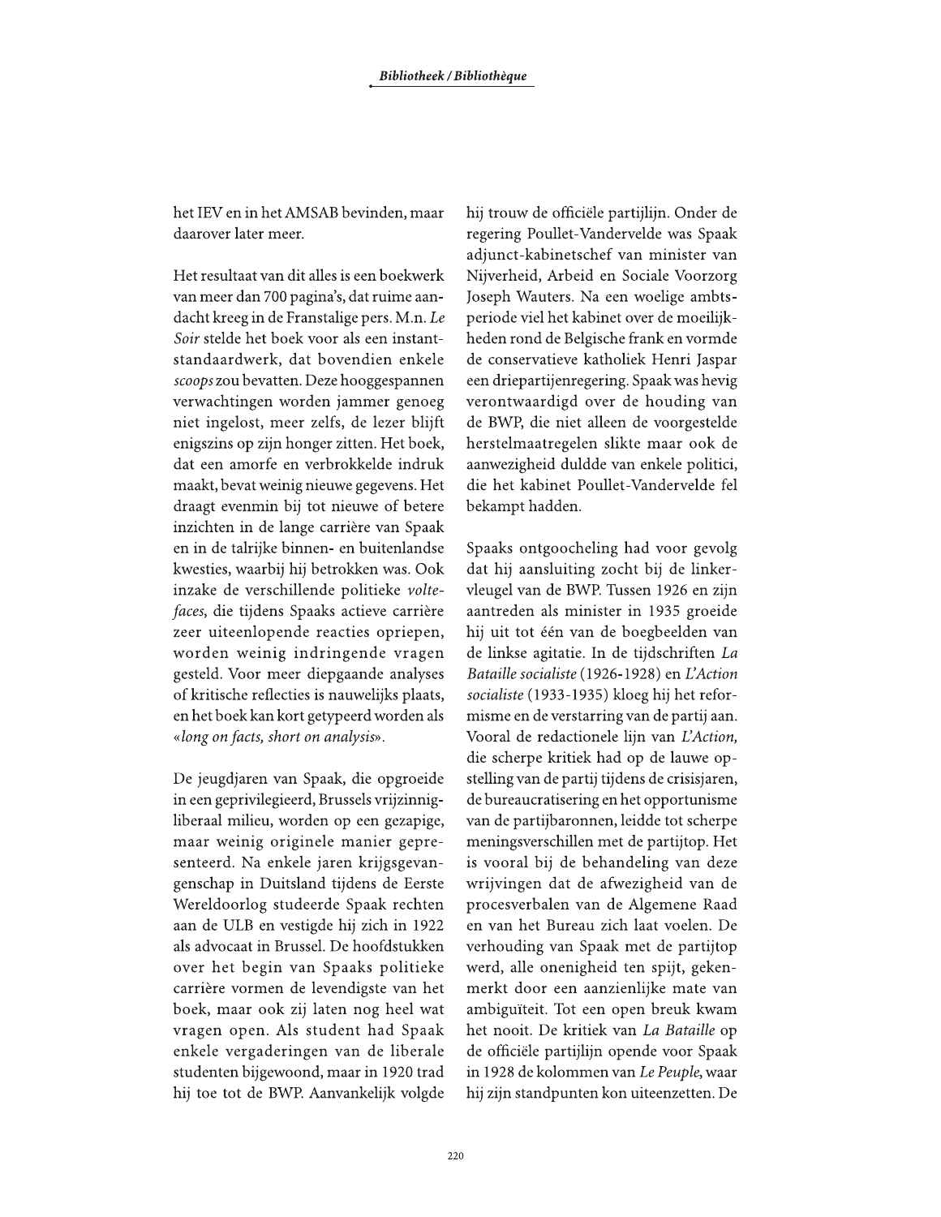het IEV en in het AMSAB bevinden, maar daarover later meer.

Het resultaat van dit alles is een boekwerk van meer dan 700 pagina's, dat ruime aandacht kreeg in de Franstalige pers. M.n. *Le Soir* stelde het boek voor als een instant-standaardwerk, dat bovendien enkele *scoops* zou bevatten. Deze hooggespannen verwachtingen worden jammer genoeg niet ingelost, meer zelfs, de lezer blijft enigszins op zijn honger zitten. Het boek, dat een amorfe en verbrokkelde indruk maakt, bevat weinig nieuwe gegevens. Het draagt evenmin bij tot nieuwe of betere inzichten in de lange carrière van Spaak en in de talrijke binnen- en buitenlandse kwesties, waarbij hij betrokken was. Ook inzake de verschillende politieke *volte-faces*, die tijdens Spaaks actieve carrière zeer uiteenlopende reacties opriepen, worden weinig indringende vragen gesteld. Voor meer diepgaande analyses of kritische reflecties is nauwelijks plaats, en het boek kan kort getypeerd worden als «*long on facts, short on analysis*».

De jeugdjaren van Spaak, die opgroeide in een geprivilegieerd, Brussels vrijzinnig-liberaal milieu, worden op een gezapige, maar weinig originele manier gepresenteerd. Na enkele jaren krijgsgevangenschap in Duitsland tijdens de Eerste Wereldoorlog studeerde Spaak rechten aan de ULB en vestigde hij zich in 1922 als advocaat in Brussel. De hoofdstukken over het begin van Spaaks politieke carrière vormen de levendigste van het boek, maar ook zij laten nog heel wat vragen open. Als student had Spaak enkele vergaderingen van de liberale studenten bijgewoond, maar in 1920 trad hij toe tot de BWP. Aanvankelijk volgde hij trouw de officiële partijlijn. Onder de regering Poullet-Vandervelde was Spaak adjunct-kabinetschef van minister van Nijverheid, Arbeid en Sociale Voorzorg Joseph Wauters. Na een woelige ambtsperiode viel het kabinet over de moeilijkheden rond de Belgische frank en vormde de conservatieve katholiek Henri Jaspar een driepartijenregering. Spaak was hevig verontwaardigd over de houding van de BWP, die niet alleen de voorgestelde herstelmaatregelen slikte maar ook de aanwezigheid duldde van enkele politici, die het kabinet Poullet-Vandervelde fel bekampt hadden.

Spaaks ontgoocheling had voor gevolg dat hij aansluiting zocht bij de linkervleugel van de BWP. Tussen 1926 en zijn aantreden als minister in 1935 groeide hij uit tot één van de boegbeelden van de linkse agitatie. In de tijdschriften *La Bataille socialiste* (1926-1928) en *L'Action socialiste* (1933-1935) kloeg hij het reformisme en de verstarring van de partij aan. Vooral de redactionele lijn van *L'Action,* die scherpe kritiek had op de lauwe opstelling van de partij tijdens de crisisjaren, de bureaucratisering en het opportunisme van de partijbaronnen, leidde tot scherpe meningsverschillen met de partijtop. Het is vooral bij de behandeling van deze wrijvingen dat de afwezigheid van de procesverbalen van de Algemene Raad en van het Bureau zich laat voelen. De verhouding van Spaak met de partijtop werd, alle onenigheid ten spijt, gekenmerkt door een aanzienlijke mate van ambiguïteit. Tot een open breuk kwam het nooit. De kritiek van *La Bataille* op de officiële partijlijn opende voor Spaak in 1928 de kolommen van *Le Peuple*, waar hij zijn standpunten kon uiteenzetten. De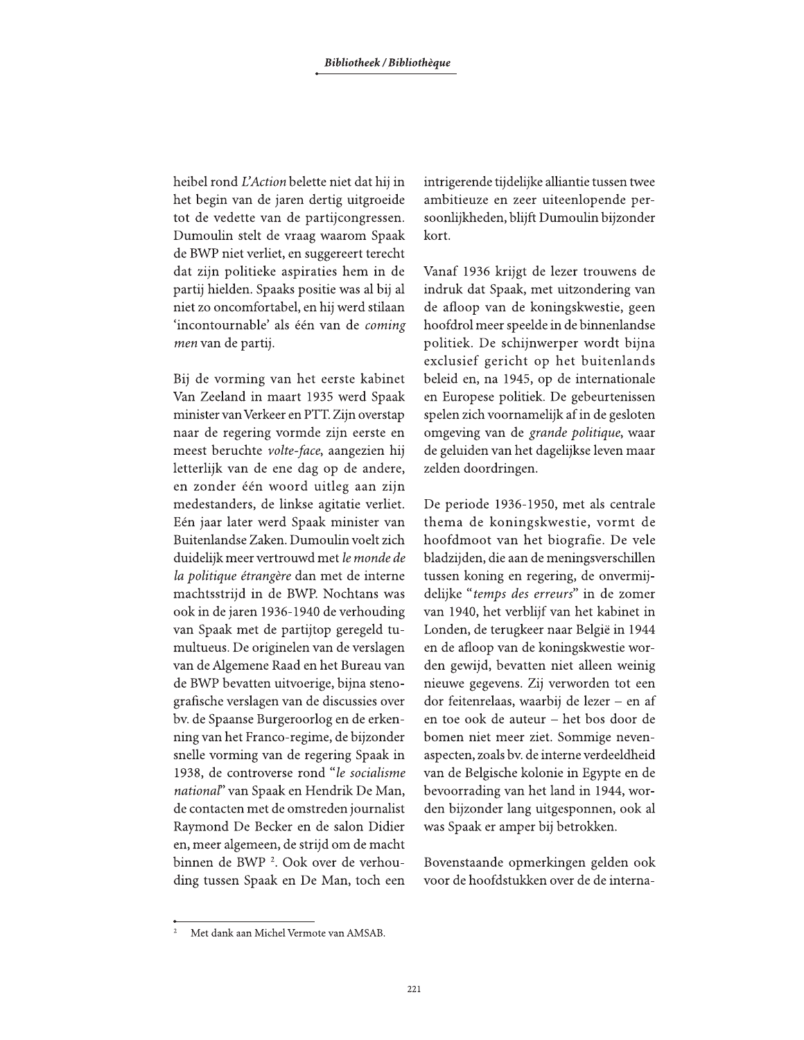heibel rond *L'Action* belette niet dat hij in het begin van de jaren dertig uitgroeide tot de vedette van de partijcongressen. Dumoulin stelt de vraag waarom Spaak de BWP niet verliet, en suggereert terecht dat zijn politieke aspiraties hem in de partij hielden. Spaaks positie was al bij al niet zo oncomfortabel, en hij werd stilaan 'incontournable' als één van de *coming men* van de partij.

Bij de vorming van het eerste kabinet Van Zeeland in maart 1935 werd Spaak minister van Verkeer en PTT. Zijn overstap naar de regering vormde zijn eerste en meest beruchte *volte-face*, aangezien hij letterlijk van de ene dag op de andere, en zonder één woord uitleg aan zijn medestanders, de linkse agitatie verliet. Eén jaar later werd Spaak minister van Buitenlandse Zaken. Dumoulin voelt zich duidelijk meer vertrouwd met *le monde de la politique étrangère* dan met de interne machtsstrijd in de BWP. Nochtans was ook in de jaren 1936-1940 de verhouding van Spaak met de partijtop geregeld tumultueus. De originelen van de verslagen van de Algemene Raad en het Bureau van de BWP bevatten uitvoerige, bijna stenografische verslagen van de discussies over bv. de Spaanse Burgeroorlog en de erkenning van het Franco-regime, de bijzonder snelle vorming van de regering Spaak in 1938, de controverse rond "*le socialisme national*" van Spaak en Hendrik De Man, de contacten met de omstreden journalist Raymond De Becker en de salon Didier en, meer algemeen, de strijd om de macht binnen de BWP [2]. Ook over de verhouding tussen Spaak en De Man, toch een intrigerende tijdelijke alliantie tussen twee ambitieuze en zeer uiteenlopende persoonlijkheden, blijft Dumoulin bijzonder kort.

Vanaf 1936 krijgt de lezer trouwens de indruk dat Spaak, met uitzondering van de afloop van de koningskwestie, geen hoofdrol meer speelde in de binnenlandse politiek. De schijnwerper wordt bijna exclusief gericht op het buitenlands beleid en, na 1945, op de internationale en Europese politiek. De gebeurtenissen spelen zich voornamelijk af in de gesloten omgeving van de *grande politique*, waar de geluiden van het dagelijkse leven maar zelden doordringen.

De periode 1936-1950, met als centrale thema de koningskwestie, vormt de hoofdmoot van het biografie. De vele bladzijden, die aan de meningsverschillen tussen koning en regering, de onvermijdelijke "*temps des erreurs*" in de zomer van 1940, het verblijf van het kabinet in Londen, de terugkeer naar België in 1944 en de afloop van de koningskwestie worden gewijd, bevatten niet alleen weinig nieuwe gegevens. Zij verworden tot een dor feitenrelaas, waarbij de lezer – en af en toe ook de auteur – het bos door de bomen niet meer ziet. Sommige nevenaspecten, zoals bv. de interne verdeeldheid van de Belgische kolonie in Egypte en de bevoorrading van het land in 1944, worden bijzonder lang uitgesponnen, ook al was Spaak er amper bij betrokken.

Bovenstaande opmerkingen gelden ook voor de hoofdstukken over de de interna-

---

[2] Met dank aan Michel Vermote van AMSAB.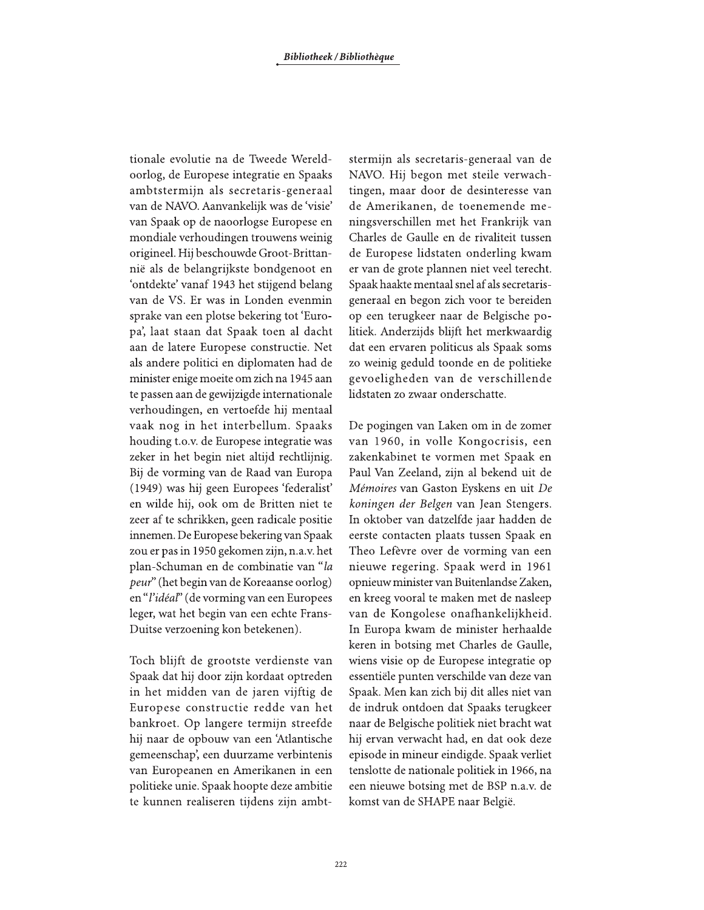tionale evolutie na de Tweede Wereldoorlog, de Europese integratie en Spaaks ambtstermijn als secretaris-generaal van de NAVO. Aanvankelijk was de 'visie' van Spaak op de naoorlogse Europese en mondiale verhoudingen trouwens weinig origineel. Hij beschouwde Groot-Brittannië als de belangrijkste bondgenoot en 'ontdekte' vanaf 1943 het stijgend belang van de VS. Er was in Londen evenmin sprake van een plotse bekering tot 'Europa', laat staan dat Spaak toen al dacht aan de latere Europese constructie. Net als andere politici en diplomaten had de minister enige moeite om zich na 1945 aan te passen aan de gewijzigde internationale verhoudingen, en vertoefde hij mentaal vaak nog in het interbellum. Spaaks houding t.o.v. de Europese integratie was zeker in het begin niet altijd rechtlijnig. Bij de vorming van de Raad van Europa (1949) was hij geen Europees 'federalist' en wilde hij, ook om de Britten niet te zeer af te schrikken, geen radicale positie innemen. De Europese bekering van Spaak zou er pas in 1950 gekomen zijn, n.a.v. het plan-Schuman en de combinatie van "*la peur*" (het begin van de Koreaanse oorlog) en "*l'idéal*" (de vorming van een Europees leger, wat het begin van een echte Frans-Duitse verzoening kon betekenen).

Toch blijft de grootste verdienste van Spaak dat hij door zijn kordaat optreden in het midden van de jaren vijftig de Europese constructie redde van het bankroet. Op langere termijn streefde hij naar de opbouw van een 'Atlantische gemeenschap', een duurzame verbintenis van Europeanen en Amerikanen in een politieke unie. Spaak hoopte deze ambitie te kunnen realiseren tijdens zijn ambtstermijn als secretaris-generaal van de NAVO. Hij begon met steile verwachtingen, maar door de desinteresse van de Amerikanen, de toenemende meningsverschillen met het Frankrijk van Charles de Gaulle en de rivaliteit tussen de Europese lidstaten onderling kwam er van de grote plannen niet veel terecht. Spaak haakte mentaal snel af als secretaris-generaal en begon zich voor te bereiden op een terugkeer naar de Belgische politiek. Anderzijds blijft het merkwaardig dat een ervaren politicus als Spaak soms zo weinig geduld toonde en de politieke gevoeligheden van de verschillende lidstaten zo zwaar onderschatte.

De pogingen van Laken om in de zomer van 1960, in volle Kongocrisis, een zakenkabinet te vormen met Spaak en Paul Van Zeeland, zijn al bekend uit de *Mémoires* van Gaston Eyskens en uit *De koningen der Belgen* van Jean Stengers. In oktober van datzelfde jaar hadden de eerste contacten plaats tussen Spaak en Theo Lefèvre over de vorming van een nieuwe regering. Spaak werd in 1961 opnieuw minister van Buitenlandse Zaken, en kreeg vooral te maken met de nasleep van de Kongolese onafhankelijkheid. In Europa kwam de minister herhaalde keren in botsing met Charles de Gaulle, wiens visie op de Europese integratie op essentiële punten verschilde van deze van Spaak. Men kan zich bij dit alles niet van de indruk ontdoen dat Spaaks terugkeer naar de Belgische politiek niet bracht wat hij ervan verwacht had, en dat ook deze episode in mineur eindigde. Spaak verliet tenslotte de nationale politiek in 1966, na een nieuwe botsing met de BSP n.a.v. de komst van de SHAPE naar België.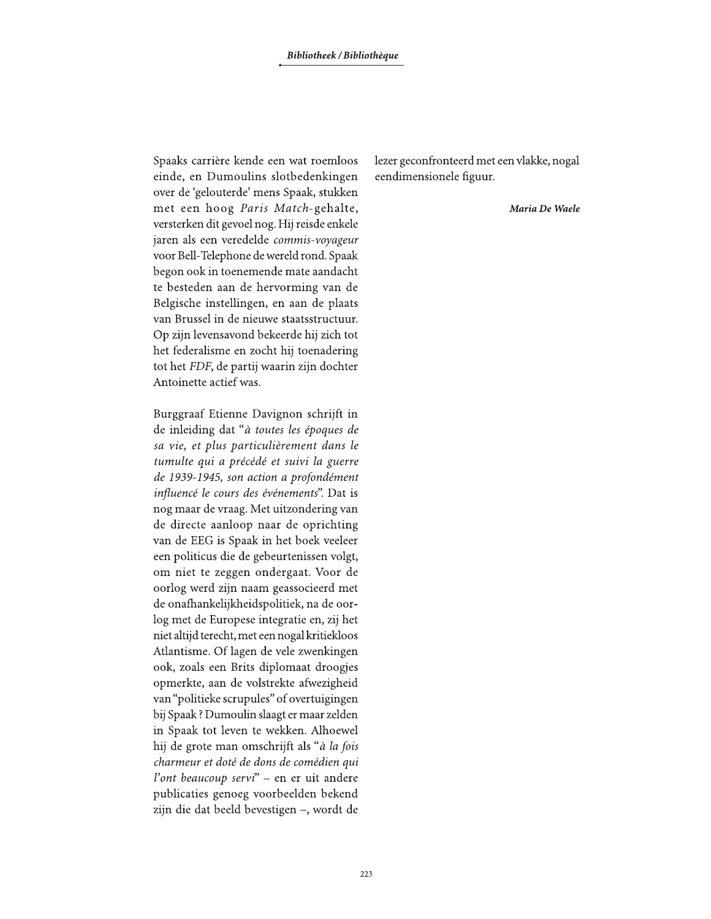Spaaks carrière kende een wat roemloos einde, en Dumoulins slotbedenkingen over de 'gelouterde' mens Spaak, stukken met een hoog *Paris Match*-gehalte, versterken dit gevoel nog. Hij reisde enkele jaren als een veredelde *commis-voyageur* voor Bell-Telephone de wereld rond. Spaak begon ook in toenemende mate aandacht te besteden aan de hervorming van de Belgische instellingen, en aan de plaats van Brussel in de nieuwe staatsstructuur. Op zijn levensavond bekeerde hij zich tot het federalisme en zocht hij toenadering tot het *FDF*, de partij waarin zijn dochter Antoinette actief was.

Burggraaf Etienne Davignon schrijft in de inleiding dat "*à toutes les époques de sa vie, et plus particulièrement dans le tumulte qui a précédé et suivi la guerre de 1939-1945, son action a profondément influencé le cours des événements*". Dat is nog maar de vraag. Met uitzondering van de directe aanloop naar de oprichting van de EEG is Spaak in het boek veeleer een politicus die de gebeurtenissen volgt, om niet te zeggen ondergaat. Voor de oorlog werd zijn naam geassocieerd met de onafhankelijkheidspolitiek, na de oorlog met de Europese integratie en, zij het niet altijd terecht, met een nogal kritiekloos Atlantisme. Of lagen de vele zwenkingen ook, zoals een Brits diplomaat droogjes opmerkte, aan de volstrekte afwezigheid van "politieke scrupules" of overtuigingen bij Spaak ? Dumoulin slaagt er maar zelden in Spaak tot leven te wekken. Alhoewel hij de grote man omschrijft als "*à la fois charmeur et doté de dons de comédien qui l'ont beaucoup servi*" – en er uit andere publicaties genoeg voorbeelden bekend zijn die dat beeld bevestigen –, wordt de lezer geconfronteerd met een vlakke, nogal eendimensionele figuur.

***Maria De Waele***